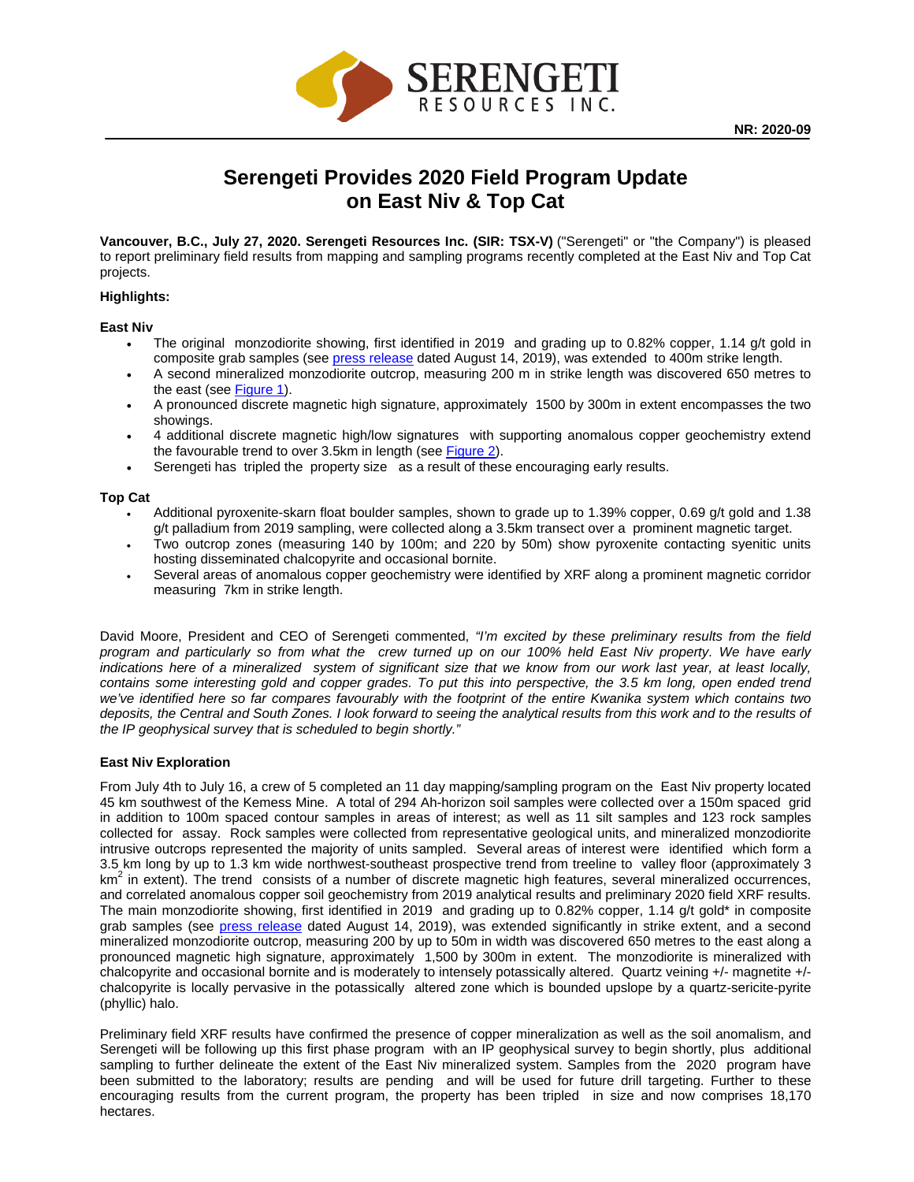NR: 2020-09

# Serengeti Provides 2020 Field Program Update on East Niv & Top Cat

**Vancouver, B.C., July 27, 2020. Serengeti Resources Inc. (SIR: TSX-V)** ("Serengeti" or "the Company") is pleased to report preliminary field results from mapping and sampling programs recently completed at the East Niv and Top Cat projects.

**Highlights:**

**East Niv**

- The original monzodiorite showing, first identified in 2019 and grading up to 0.82% copper, 1.14 g/t gold in composite grab samples (see press release dated August 14, 2019), was extended to 400m strike length.
- A second mineralized monzodiorite outcrop, measuring 200 m in strike length was discovered 650 metres to the east (see Figure 1).
- A pronounced discrete magnetic high signature, approximately 1500 by 300m in extent encompasses the two showings.
- 4 additional discrete magnetic high/low signatures with supporting anomalous copper geochemistry extend the favourable trend to over 3.5km in length (see Figure 2).
- Serengeti has tripled the property size as a result of these encouraging early results.

**Top Cat**

- Additional pyroxenite-skarn float boulder samples, shown to grade up to 1.39% copper, 0.69 g/t gold and 1.38 g/t palladium from 2019 sampling, were collected along a 3.5km transect over a prominent magnetic target.
- Two outcrop zones (measuring 140 by 100m; and 220 by 50m) show pyroxenite contacting syenitic units hosting disseminated chalcopyrite and occasional bornite.
- Several areas of anomalous copper geochemistry were identified by XRF along a prominent magnetic corridor measuring 7km in strike length.

David Moore, President and CEO of Serengeti commented, *"I'm excited by these preliminary results from the field program and particularly so from what the crew turned up on our 100% held East Niv property. We have early indications here of a mineralized system of significant size that we know from our work last year, at least locally, contains some interesting gold and copper grades. To put this into perspective, the 3.5 km long, open ended trend we've identified here so far compares favourably with the footprint of the entire Kwanika system which contains two deposits, the Central and South Zones. I look forward to seeing the analytical results from this work and to the results of the IP geophysical survey that is scheduled to begin shortly."*

**East Niv Exploration**

From July 4th to July 16, a crew of 5 completed an 11 day mapping/sampling program on the East Niv property located 45 km southwest of the Kemess Mine. A total of 294 Ah-horizon soil samples were collected over a 150m spaced grid in addition to 100m spaced contour samples in areas of interest; as well as 11 silt samples and 123 rock samples collected for assay. Rock samples were collected from representative geological units, and mineralized monzodiorite intrusive outcrops represented the majority of units sampled. Several areas of interest were identified which form a 3.5 km long by up to 1.3 km wide northwest-southeast prospective trend from treeline to valley floor (approximately 3 km$^2$ in extent). The trend consists of a number of discrete magnetic high features, several mineralized occurrences, and correlated anomalous copper soil geochemistry from 2019 analytical results and preliminary 2020 field XRF results. The main monzodiorite showing, first identified in 2019 and grading up to 0.82% copper, 1.14 g/t gold* in composite grab samples (see press release dated August 14, 2019), was extended significantly in strike extent, and a second mineralized monzodiorite outcrop, measuring 200 by up to 50m in width was discovered 650 metres to the east along a pronounced magnetic high signature, approximately 1,500 by 300m in extent. The monzodiorite is mineralized with chalcopyrite and occasional bornite and is moderately to intensely potassically altered. Quartz veining +/- magnetite +/- chalcopyrite is locally pervasive in the potassically altered zone which is bounded upslope by a quartz-sericite-pyrite (phyllic) halo.

Preliminary field XRF results have confirmed the presence of copper mineralization as well as the soil anomalism, and Serengeti will be following up this first phase program with an IP geophysical survey to begin shortly, plus additional sampling to further delineate the extent of the East Niv mineralized system. Samples from the 2020 program have been submitted to the laboratory; results are pending and will be used for future drill targeting. Further to these encouraging results from the current program, the property has been tripled in size and now comprises 18,170 hectares.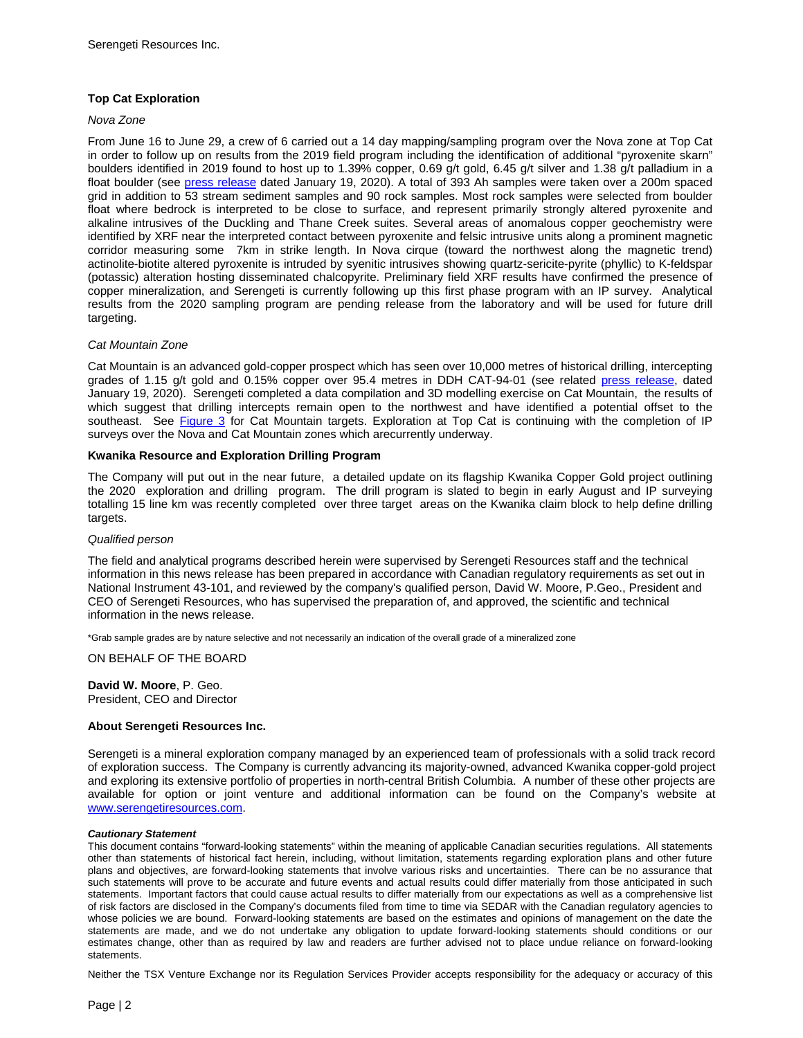### Top Cat Exploration

*Nova Zone*

From June 16 to June 29, a crew of 6 carried out a 14 day mapping/sampling program over the Nova zone at Top Cat in order to follow up on results from the 2019 field program including the identification of additional "pyroxenite skarn" boulders identified in 2019 found to host up to 1.39% copper, 0.69 g/t gold, 6.45 g/t silver and 1.38 g/t palladium in a float boulder (see press release dated January 19, 2020). A total of 393 Ah samples were taken over a 200m spaced grid in addition to 53 stream sediment samples and 90 rock samples. Most rock samples were selected from boulder float where bedrock is interpreted to be close to surface, and represent primarily strongly altered pyroxenite and alkaline intrusives of the Duckling and Thane Creek suites. Several areas of anomalous copper geochemistry were identified by XRF near the interpreted contact between pyroxenite and felsic intrusive units along a prominent magnetic corridor measuring some 7km in strike length. In Nova cirque (toward the northwest along the magnetic trend) actinolite-biotite altered pyroxenite is intruded by syenitic intrusives showing quartz-sericite-pyrite (phyllic) to K-feldspar (potassic) alteration hosting disseminated chalcopyrite. Preliminary field XRF results have confirmed the presence of copper mineralization, and Serengeti is currently following up this first phase program with an IP survey. Analytical results from the 2020 sampling program are pending release from the laboratory and will be used for future drill targeting.

*Cat Mountain Zone*

Cat Mountain is an advanced gold-copper prospect which has seen over 10,000 metres of historical drilling, intercepting grades of 1.15 g/t gold and 0.15% copper over 95.4 metres in DDH CAT-94-01 (see related press release, dated January 19, 2020). Serengeti completed a data compilation and 3D modelling exercise on Cat Mountain, the results of which suggest that drilling intercepts remain open to the northwest and have identified a potential offset to the southeast. See Figure 3 for Cat Mountain targets. Exploration at Top Cat is continuing with the completion of IP surveys over the Nova and Cat Mountain zones which arecurrently underway.

### Kwanika Resource and Exploration Drilling Program

The Company will put out in the near future, a detailed update on its flagship Kwanika Copper Gold project outlining the 2020 exploration and drilling program. The drill program is slated to begin in early August and IP surveying totalling 15 line km was recently completed over three target areas on the Kwanika claim block to help define drilling targets.

*Qualified person*

The field and analytical programs described herein were supervised by Serengeti Resources staff and the technical information in this news release has been prepared in accordance with Canadian regulatory requirements as set out in National Instrument 43-101, and reviewed by the company's qualified person, David W. Moore, P.Geo., President and CEO of Serengeti Resources, who has supervised the preparation of, and approved, the scientific and technical information in the news release.

*Grab sample grades are by nature selective and not necessarily an indication of the overall grade of a mineralized zone

ON BEHALF OF THE BOARD

**David W. Moore**, P. Geo.
President, CEO and Director

### About Serengeti Resources Inc.

Serengeti is a mineral exploration company managed by an experienced team of professionals with a solid track record of exploration success. The Company is currently advancing its majority-owned, advanced Kwanika copper-gold project and exploring its extensive portfolio of properties in north-central British Columbia. A number of these other projects are available for option or joint venture and additional information can be found on the Company's website at www.serengetiresources.com.

***Cautionary Statement***

This document contains "forward-looking statements" within the meaning of applicable Canadian securities regulations. All statements other than statements of historical fact herein, including, without limitation, statements regarding exploration plans and other future plans and objectives, are forward-looking statements that involve various risks and uncertainties. There can be no assurance that such statements will prove to be accurate and future events and actual results could differ materially from those anticipated in such statements. Important factors that could cause actual results to differ materially from our expectations as well as a comprehensive list of risk factors are disclosed in the Company's documents filed from time to time via SEDAR with the Canadian regulatory agencies to whose policies we are bound. Forward-looking statements are based on the estimates and opinions of management on the date the statements are made, and we do not undertake any obligation to update forward-looking statements should conditions or our estimates change, other than as required by law and readers are further advised not to place undue reliance on forward-looking statements.

Neither the TSX Venture Exchange nor its Regulation Services Provider accepts responsibility for the adequacy or accuracy of this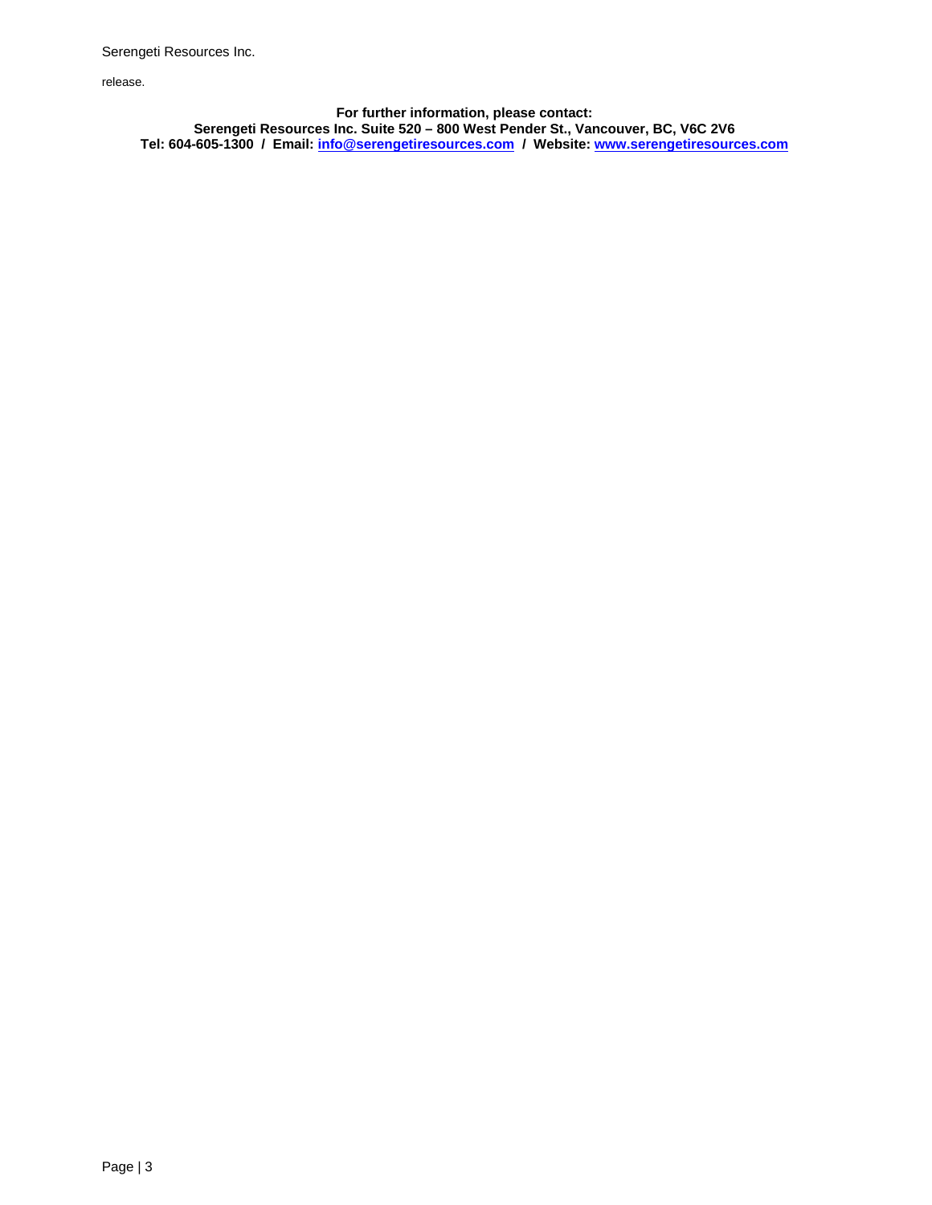release.

**For further information, please contact:**
**Serengeti Resources Inc. Suite 520 – 800 West Pender St., Vancouver, BC, V6C 2V6**
**Tel: 604-605-1300 / Email: info@serengetiresources.com / Website: www.serengetiresources.com**